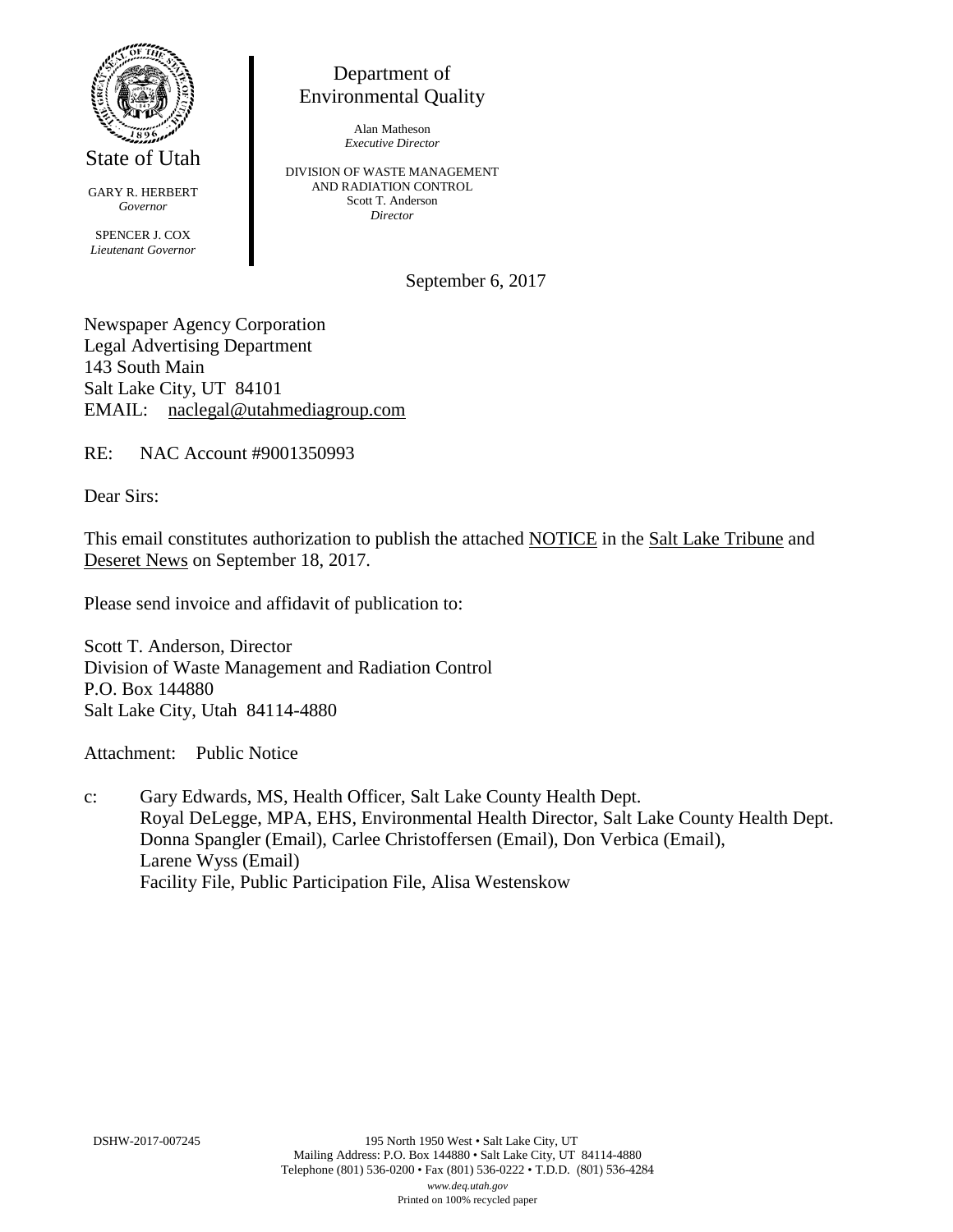State of Utah

GARY R. HERBERT
*Governor*

SPENCER J. COX
*Lieutenant Governor*

Department of
Environmental Quality

Alan Matheson
*Executive Director*

DIVISION OF WASTE MANAGEMENT
AND RADIATION CONTROL
Scott T. Anderson
*Director*

September 6, 2017

Newspaper Agency Corporation
Legal Advertising Department
143 South Main
Salt Lake City, UT 84101
EMAIL: naclegal@utahmediagroup.com

RE: NAC Account #9001350993

Dear Sirs:

This email constitutes authorization to publish the attached NOTICE in the Salt Lake Tribune and Deseret News on September 18, 2017.

Please send invoice and affidavit of publication to:

Scott T. Anderson, Director
Division of Waste Management and Radiation Control
P.O. Box 144880
Salt Lake City, Utah 84114-4880

Attachment: Public Notice

c: Gary Edwards, MS, Health Officer, Salt Lake County Health Dept.
Royal DeLegge, MPA, EHS, Environmental Health Director, Salt Lake County Health Dept.
Donna Spangler (Email), Carlee Christoffersen (Email), Don Verbica (Email),
Larene Wyss (Email)
Facility File, Public Participation File, Alisa Westenskow

DSHW-2017-007245

195 North 1950 West • Salt Lake City, UT
Mailing Address: P.O. Box 144880 • Salt Lake City, UT 84114-4880
Telephone (801) 536-0200 • Fax (801) 536-0222 • T.D.D. (801) 536-4284
*www.deq.utah.gov*
Printed on 100% recycled paper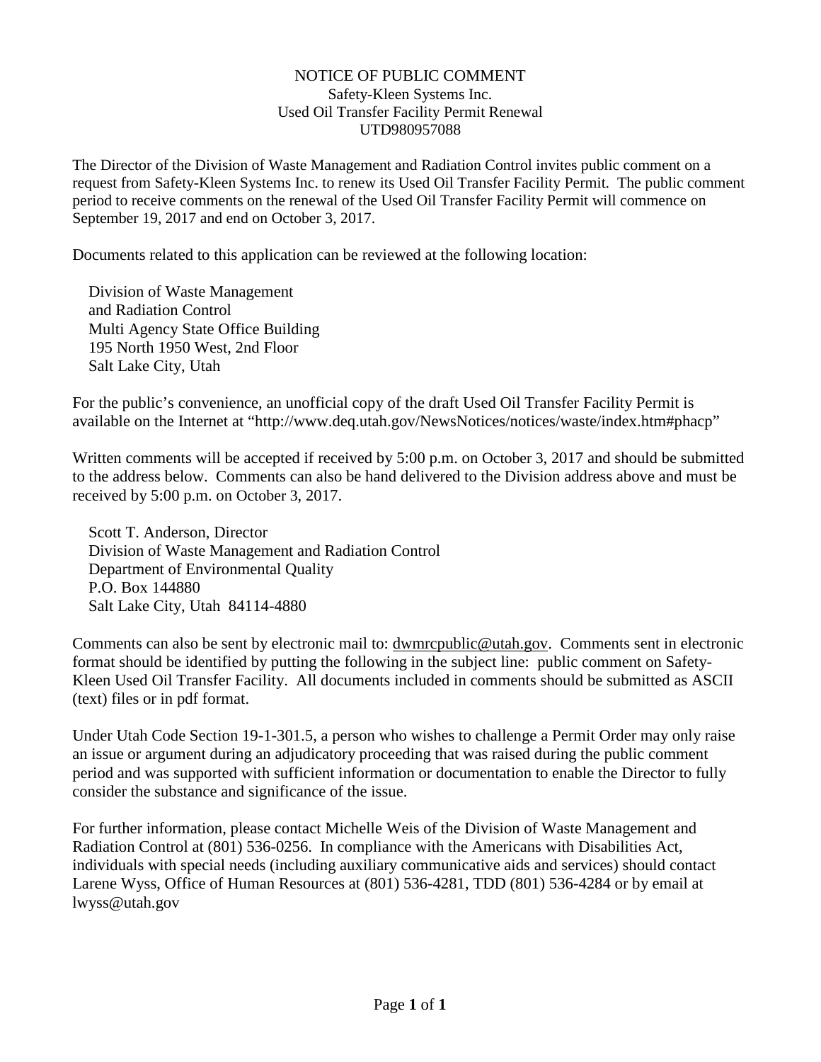# NOTICE OF PUBLIC COMMENT

Safety-Kleen Systems Inc.
Used Oil Transfer Facility Permit Renewal
UTD980957088

The Director of the Division of Waste Management and Radiation Control invites public comment on a request from Safety-Kleen Systems Inc. to renew its Used Oil Transfer Facility Permit. The public comment period to receive comments on the renewal of the Used Oil Transfer Facility Permit will commence on September 19, 2017 and end on October 3, 2017.

Documents related to this application can be reviewed at the following location:

Division of Waste Management
and Radiation Control
Multi Agency State Office Building
195 North 1950 West, 2nd Floor
Salt Lake City, Utah

For the public's convenience, an unofficial copy of the draft Used Oil Transfer Facility Permit is available on the Internet at "http://www.deq.utah.gov/NewsNotices/notices/waste/index.htm#phacp"

Written comments will be accepted if received by 5:00 p.m. on October 3, 2017 and should be submitted to the address below. Comments can also be hand delivered to the Division address above and must be received by 5:00 p.m. on October 3, 2017.

Scott T. Anderson, Director
Division of Waste Management and Radiation Control
Department of Environmental Quality
P.O. Box 144880
Salt Lake City, Utah 84114-4880

Comments can also be sent by electronic mail to: dwmrcpublic@utah.gov. Comments sent in electronic format should be identified by putting the following in the subject line: public comment on Safety-Kleen Used Oil Transfer Facility. All documents included in comments should be submitted as ASCII (text) files or in pdf format.

Under Utah Code Section 19-1-301.5, a person who wishes to challenge a Permit Order may only raise an issue or argument during an adjudicatory proceeding that was raised during the public comment period and was supported with sufficient information or documentation to enable the Director to fully consider the substance and significance of the issue.

For further information, please contact Michelle Weis of the Division of Waste Management and Radiation Control at (801) 536-0256. In compliance with the Americans with Disabilities Act, individuals with special needs (including auxiliary communicative aids and services) should contact Larene Wyss, Office of Human Resources at (801) 536-4281, TDD (801) 536-4284 or by email at lwyss@utah.gov